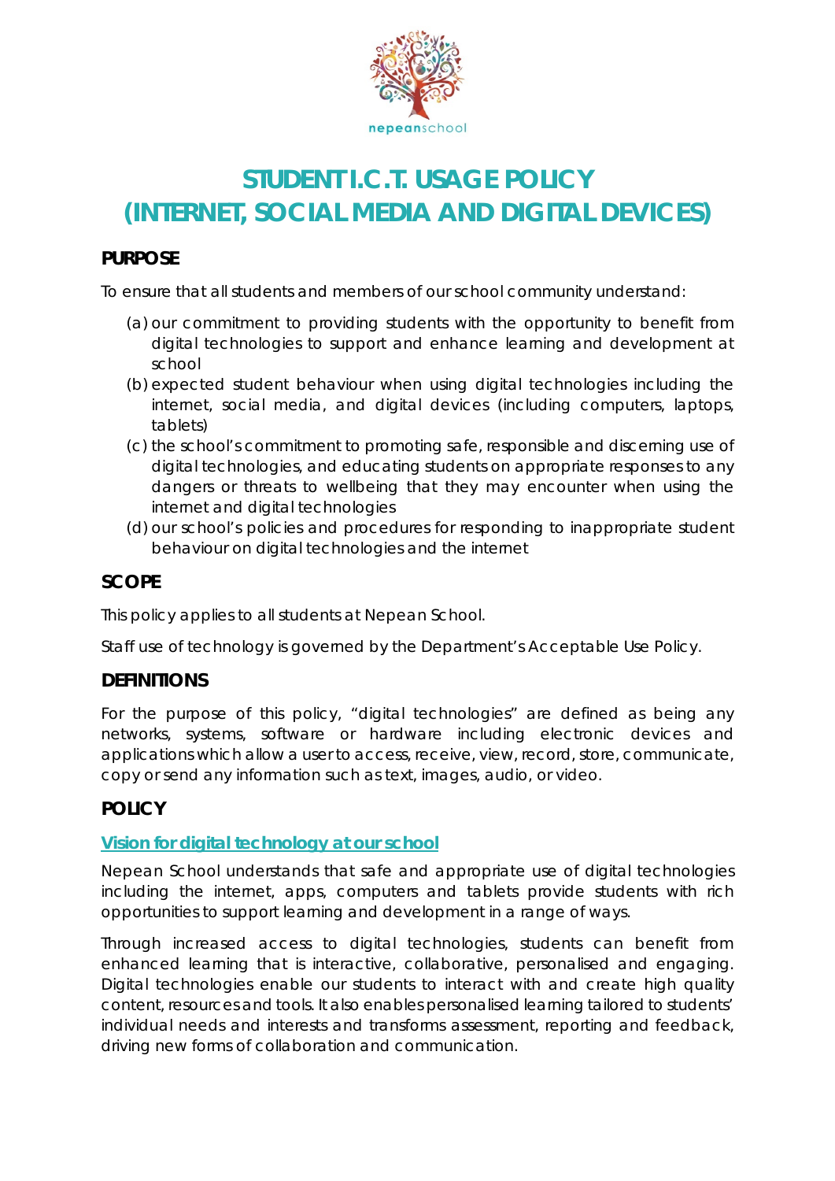nepeanschool

# STUDENT I.C.T. USAGE POLICY (INTERNET, SOCIAL MEDIA AND DIGITAL DEVICES)

## PURPOSE

To ensure that all students and members of our school community understand:

(a) our commitment to providing students with the opportunity to benefit from digital technologies to support and enhance learning and development at school

(b) expected student behaviour when using digital technologies including the internet, social media, and digital devices (including computers, laptops, tablets)

(c) the school's commitment to promoting safe, responsible and discerning use of digital technologies, and educating students on appropriate responses to any dangers or threats to wellbeing that they may encounter when using the internet and digital technologies

(d) our school's policies and procedures for responding to inappropriate student behaviour on digital technologies and the internet

## SCOPE

This policy applies to all students at Nepean School.

Staff use of technology is governed by the Department's Acceptable Use Policy.

## DEFINITIONS

For the purpose of this policy, "digital technologies" are defined as being any networks, systems, software or hardware including electronic devices and applications which allow a user to access, receive, view, record, store, communicate, copy or send any information such as text, images, audio, or video.

## POLICY

### Vision for digital technology at our school

Nepean School understands that safe and appropriate use of digital technologies including the internet, apps, computers and tablets provide students with rich opportunities to support learning and development in a range of ways.

Through increased access to digital technologies, students can benefit from enhanced learning that is interactive, collaborative, personalised and engaging. Digital technologies enable our students to interact with and create high quality content, resources and tools. It also enables personalised learning tailored to students' individual needs and interests and transforms assessment, reporting and feedback, driving new forms of collaboration and communication.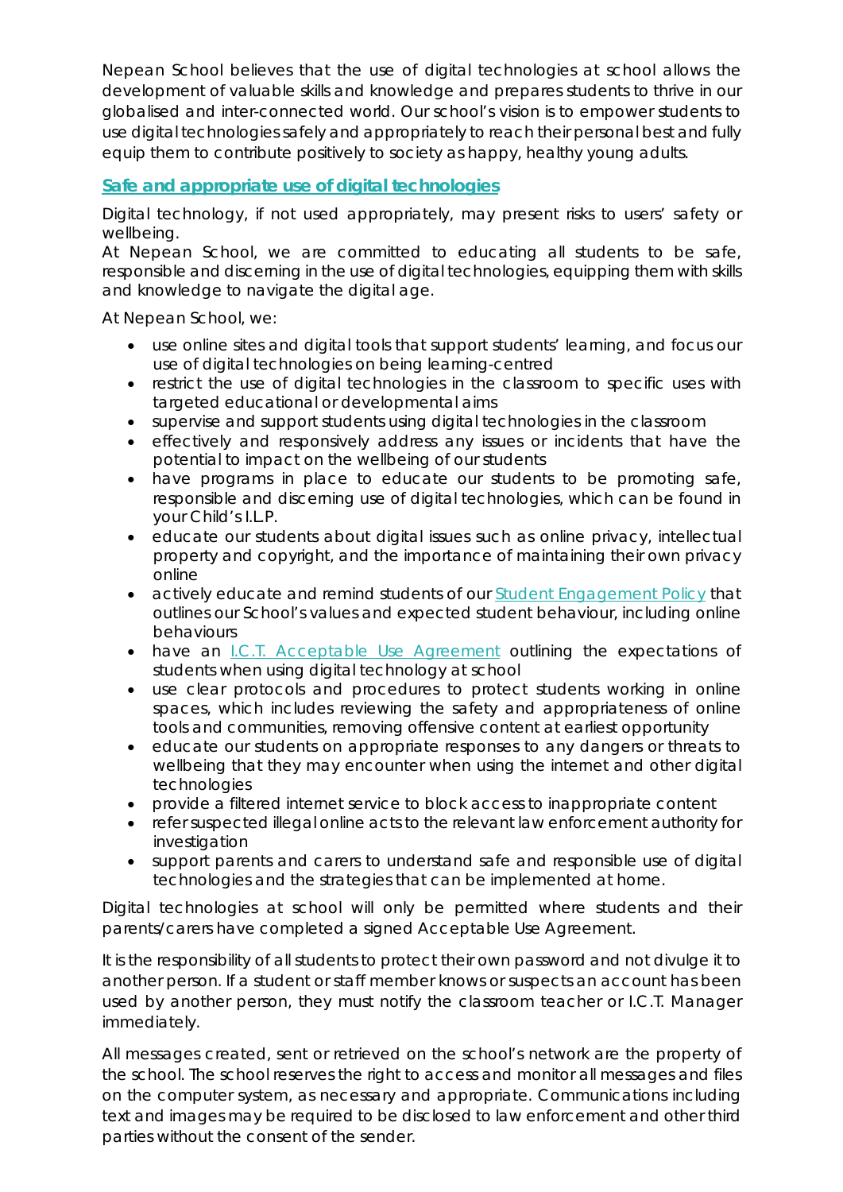Nepean School believes that the use of digital technologies at school allows the development of valuable skills and knowledge and prepares students to thrive in our globalised and inter-connected world. Our school's vision is to empower students to use digital technologies safely and appropriately to reach their personal best and fully equip them to contribute positively to society as happy, healthy young adults.

## Safe and appropriate use of digital technologies

Digital technology, if not used appropriately, may present risks to users' safety or wellbeing.
At Nepean School, we are committed to educating all students to be safe, responsible and discerning in the use of digital technologies, equipping them with skills and knowledge to navigate the digital age.

At Nepean School, we:

- use online sites and digital tools that support students' learning, and focus our use of digital technologies on being learning-centred
- restrict the use of digital technologies in the classroom to specific uses with targeted educational or developmental aims
- supervise and support students using digital technologies in the classroom
- effectively and responsively address any issues or incidents that have the potential to impact on the wellbeing of our students
- have programs in place to educate our students to be promoting safe, responsible and discerning use of digital technologies, which can be found in your Child's I.L.P.
- educate our students about digital issues such as online privacy, intellectual property and copyright, and the importance of maintaining their own privacy online
- actively educate and remind students of our Student Engagement Policy that outlines our School's values and expected student behaviour, including online behaviours
- have an I.C.T. Acceptable Use Agreement outlining the expectations of students when using digital technology at school
- use clear protocols and procedures to protect students working in online spaces, which includes reviewing the safety and appropriateness of online tools and communities, removing offensive content at earliest opportunity
- educate our students on appropriate responses to any dangers or threats to wellbeing that they may encounter when using the internet and other digital technologies
- provide a filtered internet service to block access to inappropriate content
- refer suspected illegal online acts to the relevant law enforcement authority for investigation
- support parents and carers to understand safe and responsible use of digital technologies and the strategies that can be implemented at home.

Digital technologies at school will only be permitted where students and their parents/carers have completed a signed Acceptable Use Agreement.

It is the responsibility of all students to protect their own password and not divulge it to another person. If a student or staff member knows or suspects an account has been used by another person, they must notify the classroom teacher or I.C.T. Manager immediately.

All messages created, sent or retrieved on the school's network are the property of the school. The school reserves the right to access and monitor all messages and files on the computer system, as necessary and appropriate. Communications including text and images may be required to be disclosed to law enforcement and other third parties without the consent of the sender.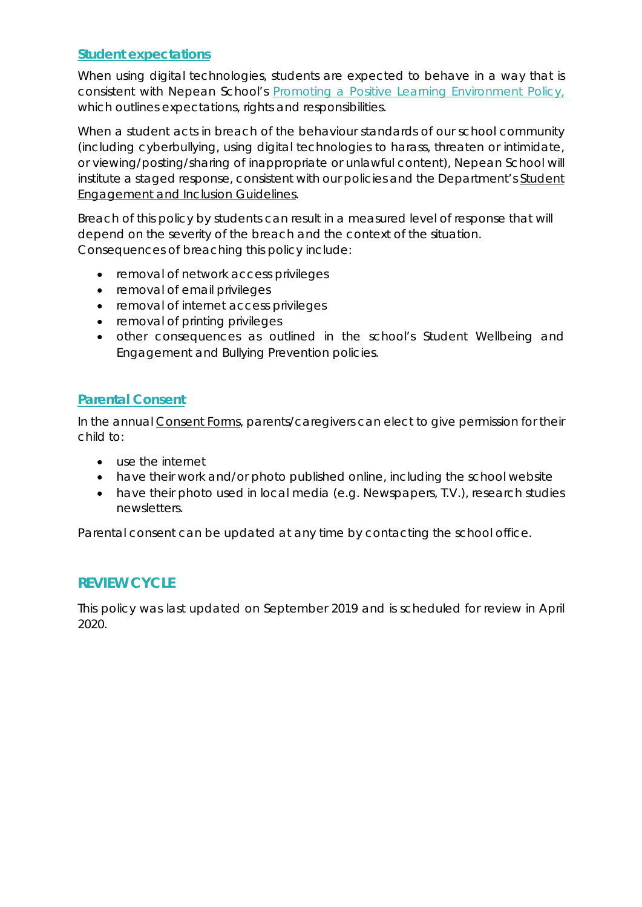### Student expectations

When using digital technologies, students are expected to behave in a way that is consistent with Nepean School's Promoting a Positive Learning Environment Policy, which outlines expectations, rights and responsibilities.

When a student acts in breach of the behaviour standards of our school community (including cyberbullying, using digital technologies to harass, threaten or intimidate, or viewing/posting/sharing of inappropriate or unlawful content), Nepean School will institute a staged response, consistent with our policies and the Department's Student Engagement and Inclusion Guidelines.

Breach of this policy by students can result in a measured level of response that will depend on the severity of the breach and the context of the situation. Consequences of breaching this policy include:

- removal of network access privileges
- removal of email privileges
- removal of internet access privileges
- removal of printing privileges
- other consequences as outlined in the school's Student Wellbeing and Engagement and Bullying Prevention policies.

### Parental Consent

In the annual Consent Forms, parents/caregivers can elect to give permission for their child to:

- use the internet
- have their work and/or photo published online, including the school website
- have their photo used in local media (e.g. Newspapers, T.V.), research studies newsletters.

Parental consent can be updated at any time by contacting the school office.

## REVIEW CYCLE

This policy was last updated on September 2019 and is scheduled for review in April 2020.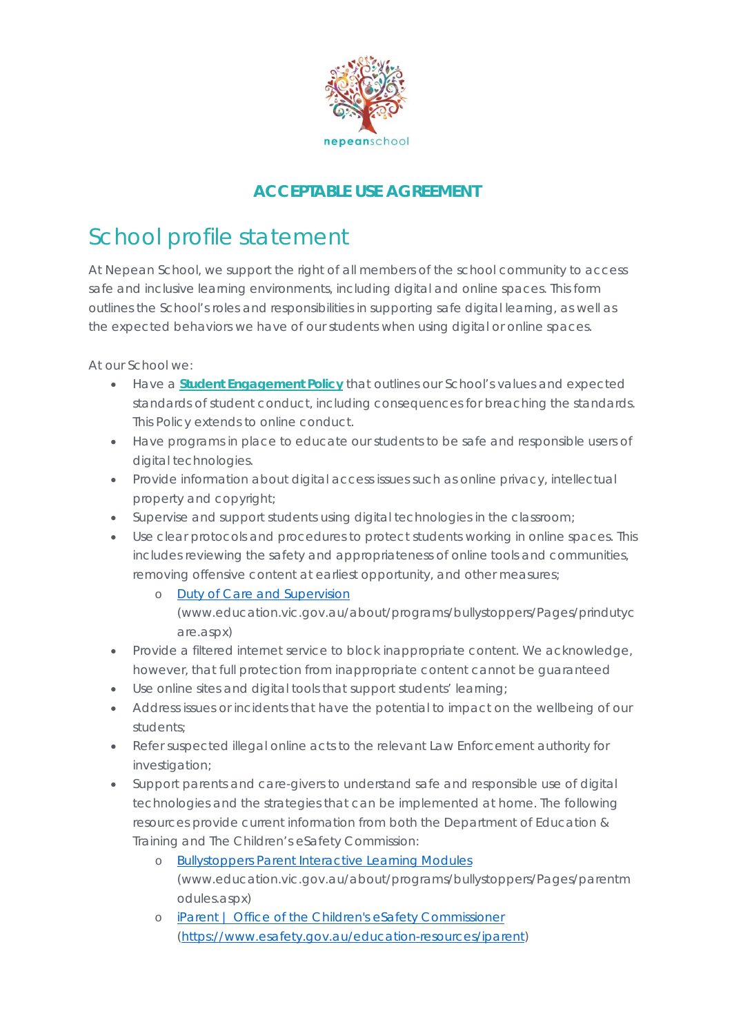nepeanschool

## ACCEPTABLE USE AGREEMENT

# School profile statement

At Nepean School, we support the right of all members of the school community to access safe and inclusive learning environments, including digital and online spaces. This form outlines the School's roles and responsibilities in supporting safe digital learning, as well as the expected behaviors we have of our students when using digital or online spaces.

At our School we:

- Have a **Student Engagement Policy** that outlines our School's values and expected standards of student conduct, including consequences for breaching the standards. This Policy extends to online conduct.
- Have programs in place to educate our students to be safe and responsible users of digital technologies.
- Provide information about digital access issues such as online privacy, intellectual property and copyright;
- Supervise and support students using digital technologies in the classroom;
- Use clear protocols and procedures to protect students working in online spaces. This includes reviewing the safety and appropriateness of online tools and communities, removing offensive content at earliest opportunity, and other measures;
  - Duty of Care and Supervision (www.education.vic.gov.au/about/programs/bullystoppers/Pages/prindutycare.aspx)
- Provide a filtered internet service to block inappropriate content. We acknowledge, however, that full protection from inappropriate content cannot be guaranteed
- Use online sites and digital tools that support students' learning;
- Address issues or incidents that have the potential to impact on the wellbeing of our students;
- Refer suspected illegal online acts to the relevant Law Enforcement authority for investigation;
- Support parents and care-givers to understand safe and responsible use of digital technologies and the strategies that can be implemented at home. The following resources provide current information from both the Department of Education & Training and The Children's eSafety Commission:
  - Bullystoppers Parent Interactive Learning Modules (www.education.vic.gov.au/about/programs/bullystoppers/Pages/parentmodules.aspx)
  - iParent | Office of the Children's eSafety Commissioner (https://www.esafety.gov.au/education-resources/iparent)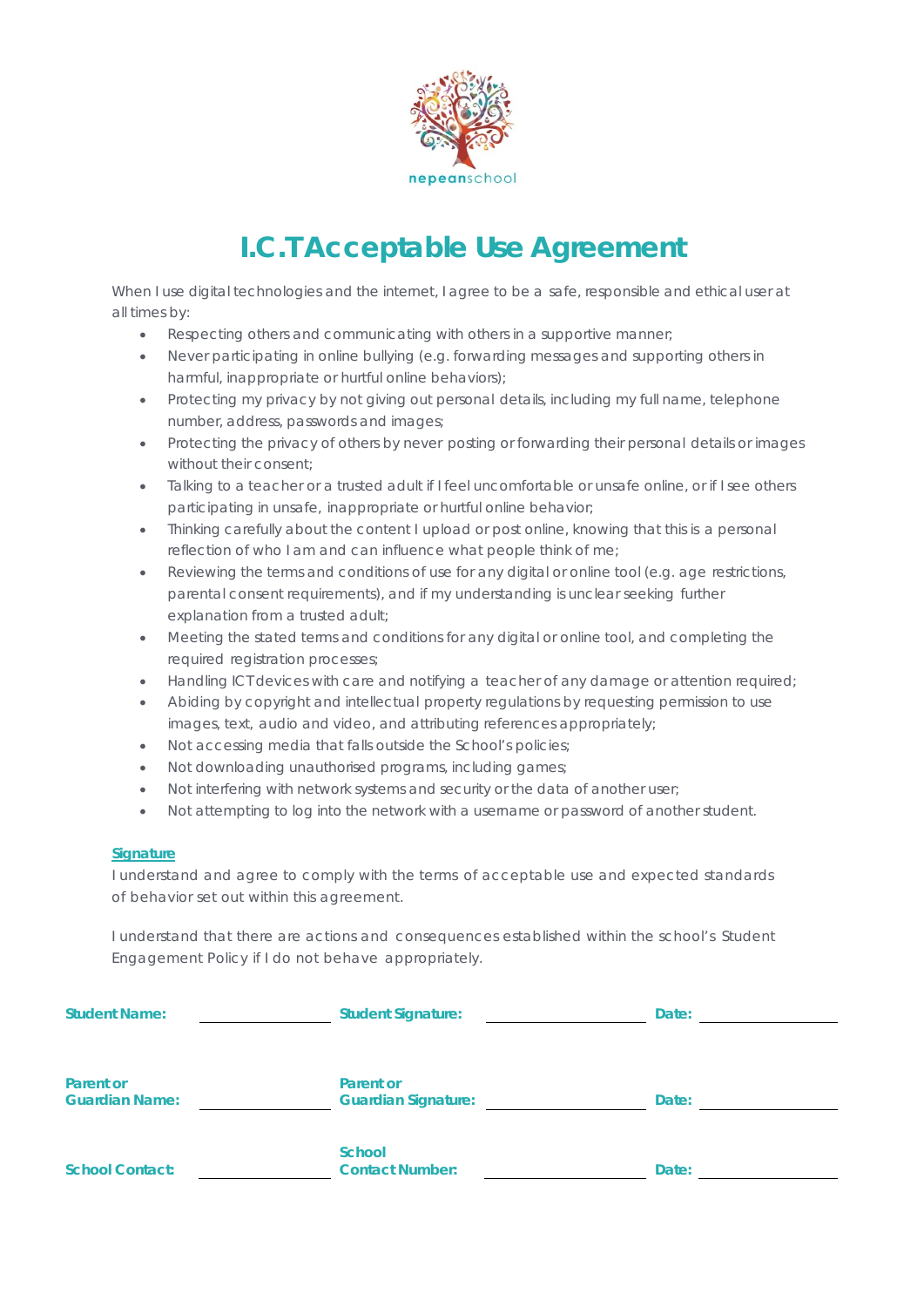nepeanschool

# I.C.T Acceptable Use Agreement

When I use digital technologies and the internet, I agree to be a safe, responsible and ethical user at all times by:

- Respecting others and communicating with others in a supportive manner;
- Never participating in online bullying (e.g. forwarding messages and supporting others in harmful, inappropriate or hurtful online behaviors);
- Protecting my privacy by not giving out personal details, including my full name, telephone number, address, passwords and images;
- Protecting the privacy of others by never posting or forwarding their personal details or images without their consent;
- Talking to a teacher or a trusted adult if I feel uncomfortable or unsafe online, or if I see others participating in unsafe, inappropriate or hurtful online behavior;
- Thinking carefully about the content I upload or post online, knowing that this is a personal reflection of who I am and can influence what people think of me;
- Reviewing the terms and conditions of use for any digital or online tool (e.g. age restrictions, parental consent requirements), and if my understanding is unclear seeking further explanation from a trusted adult;
- Meeting the stated terms and conditions for any digital or online tool, and completing the required registration processes;
- Handling ICT devices with care and notifying a teacher of any damage or attention required;
- Abiding by copyright and intellectual property regulations by requesting permission to use images, text, audio and video, and attributing references appropriately;
- Not accessing media that falls outside the School's policies;
- Not downloading unauthorised programs, including games;
- Not interfering with network systems and security or the data of another user;
- Not attempting to log into the network with a username or password of another student.

**Signature**

I understand and agree to comply with the terms of acceptable use and expected standards of behavior set out within this agreement.

I understand that there are actions and consequences established within the school's Student Engagement Policy if I do not behave appropriately.

| | | | | | |
|---|---|---|---|---|---|
| **Student Name:** | | **Student Signature:** | | **Date:** | |
| **Parent or Guardian Name:** | | **Parent or Guardian Signature:** | | **Date:** | |
| **School Contact:** | | **School Contact Number:** | | **Date:** | |